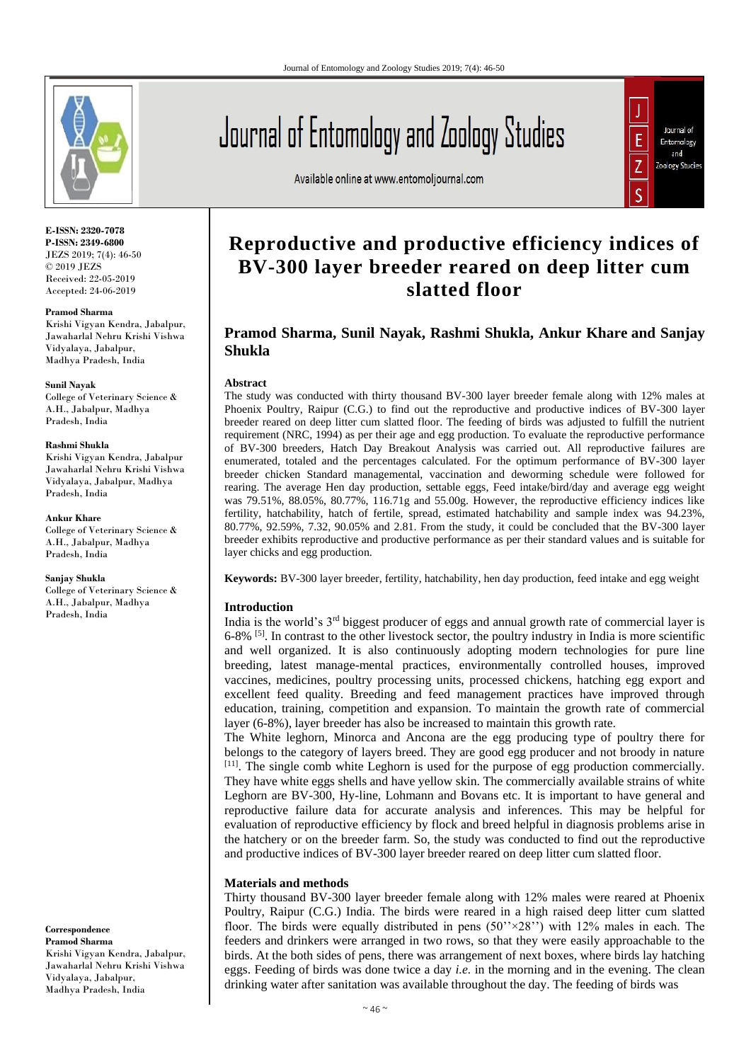**E-ISSN: 2320-7078**
**P-ISSN: 2349-6800**
JEZS 2019; 7(4): 46-50
© 2019 JEZS
Received: 22-05-2019
Accepted: 24-06-2019

**Pramod Sharma**
Krishi Vigyan Kendra, Jabalpur, Jawaharlal Nehru Krishi Vishwa Vidyalaya, Jabalpur, Madhya Pradesh, India

**Sunil Nayak**
College of Veterinary Science & A.H., Jabalpur, Madhya Pradesh, India

**Rashmi Shukla**
Krishi Vigyan Kendra, Jabalpur Jawaharlal Nehru Krishi Vishwa Vidyalaya, Jabalpur, Madhya Pradesh, India

**Ankur Khare**
College of Veterinary Science & A.H., Jabalpur, Madhya Pradesh, India

**Sanjay Shukla**
College of Veterinary Science & A.H., Jabalpur, Madhya Pradesh, India

**Correspondence**
**Pramod Sharma**
Krishi Vigyan Kendra, Jabalpur, Jawaharlal Nehru Krishi Vishwa Vidyalaya, Jabalpur, Madhya Pradesh, India

# Reproductive and productive efficiency indices of BV-300 layer breeder reared on deep litter cum slatted floor

## Pramod Sharma, Sunil Nayak, Rashmi Shukla, Ankur Khare and Sanjay Shukla

### Abstract

The study was conducted with thirty thousand BV-300 layer breeder female along with 12% males at Phoenix Poultry, Raipur (C.G.) to find out the reproductive and productive indices of BV-300 layer breeder reared on deep litter cum slatted floor. The feeding of birds was adjusted to fulfill the nutrient requirement (NRC, 1994) as per their age and egg production. To evaluate the reproductive performance of BV-300 breeders, Hatch Day Breakout Analysis was carried out. All reproductive failures are enumerated, totaled and the percentages calculated. For the optimum performance of BV-300 layer breeder chicken Standard managemental, vaccination and deworming schedule were followed for rearing. The average Hen day production, settable eggs, Feed intake/bird/day and average egg weight was 79.51%, 88.05%, 80.77%, 116.71g and 55.00g. However, the reproductive efficiency indices like fertility, hatchability, hatch of fertile, spread, estimated hatchability and sample index was 94.23%, 80.77%, 92.59%, 7.32, 90.05% and 2.81. From the study, it could be concluded that the BV-300 layer breeder exhibits reproductive and productive performance as per their standard values and is suitable for layer chicks and egg production.

**Keywords:** BV-300 layer breeder, fertility, hatchability, hen day production, feed intake and egg weight

### Introduction

India is the world's 3rd biggest producer of eggs and annual growth rate of commercial layer is 6-8% [5]. In contrast to the other livestock sector, the poultry industry in India is more scientific and well organized. It is also continuously adopting modern technologies for pure line breeding, latest manage-mental practices, environmentally controlled houses, improved vaccines, medicines, poultry processing units, processed chickens, hatching egg export and excellent feed quality. Breeding and feed management practices have improved through education, training, competition and expansion. To maintain the growth rate of commercial layer (6-8%), layer breeder has also be increased to maintain this growth rate.

The White leghorn, Minorca and Ancona are the egg producing type of poultry there for belongs to the category of layers breed. They are good egg producer and not broody in nature [11]. The single comb white Leghorn is used for the purpose of egg production commercially. They have white eggs shells and have yellow skin. The commercially available strains of white Leghorn are BV-300, Hy-line, Lohmann and Bovans etc. It is important to have general and reproductive failure data for accurate analysis and inferences. This may be helpful for evaluation of reproductive efficiency by flock and breed helpful in diagnosis problems arise in the hatchery or on the breeder farm. So, the study was conducted to find out the reproductive and productive indices of BV-300 layer breeder reared on deep litter cum slatted floor.

### Materials and methods

Thirty thousand BV-300 layer breeder female along with 12% males were reared at Phoenix Poultry, Raipur (C.G.) India. The birds were reared in a high raised deep litter cum slatted floor. The birds were equally distributed in pens (50''×28'') with 12% males in each. The feeders and drinkers were arranged in two rows, so that they were easily approachable to the birds. At the both sides of pens, there was arrangement of next boxes, where birds lay hatching eggs. Feeding of birds was done twice a day *i.e.* in the morning and in the evening. The clean drinking water after sanitation was available throughout the day. The feeding of birds was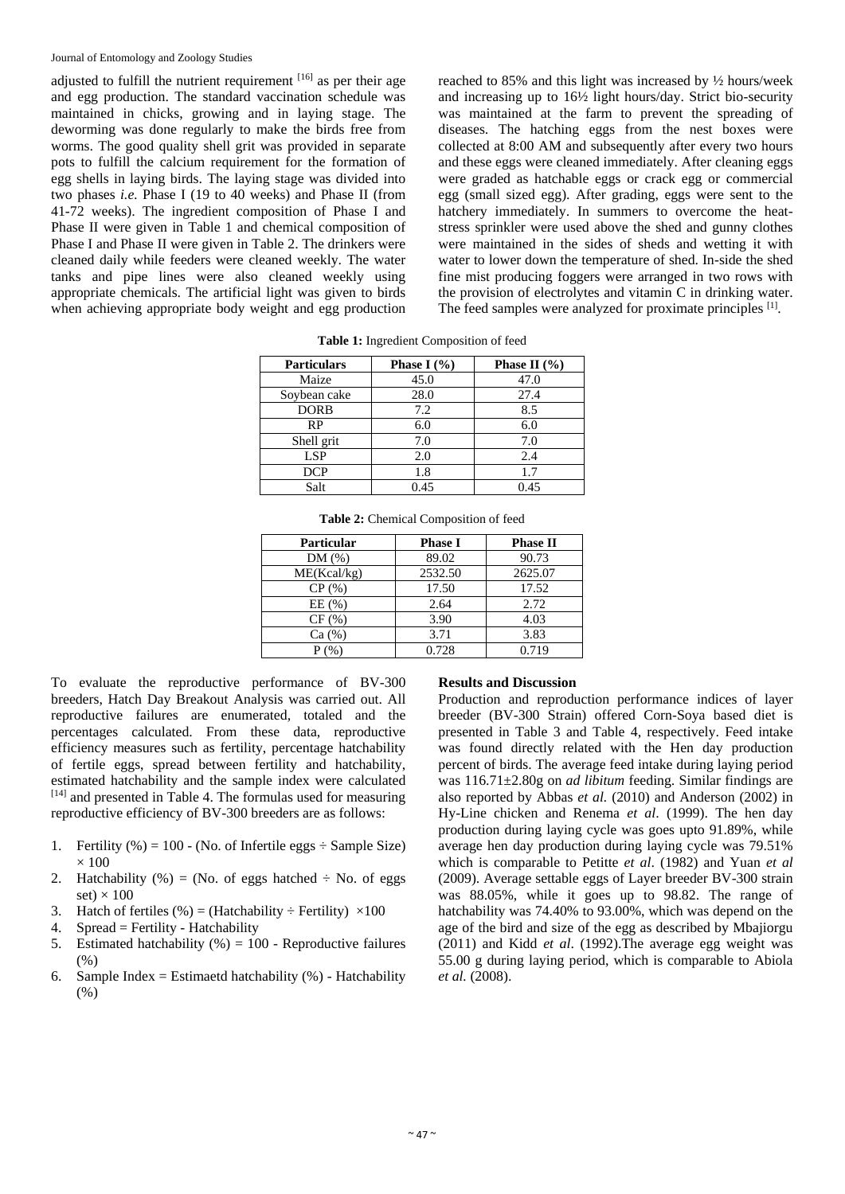adjusted to fulfill the nutrient requirement [16] as per their age and egg production. The standard vaccination schedule was maintained in chicks, growing and in laying stage. The deworming was done regularly to make the birds free from worms. The good quality shell grit was provided in separate pots to fulfill the calcium requirement for the formation of egg shells in laying birds. The laying stage was divided into two phases *i.e.* Phase I (19 to 40 weeks) and Phase II (from 41-72 weeks). The ingredient composition of Phase I and Phase II were given in Table 1 and chemical composition of Phase I and Phase II were given in Table 2. The drinkers were cleaned daily while feeders were cleaned weekly. The water tanks and pipe lines were also cleaned weekly using appropriate chemicals. The artificial light was given to birds when achieving appropriate body weight and egg production reached to 85% and this light was increased by ½ hours/week and increasing up to 16½ light hours/day. Strict bio-security was maintained at the farm to prevent the spreading of diseases. The hatching eggs from the nest boxes were collected at 8:00 AM and subsequently after every two hours and these eggs were cleaned immediately. After cleaning eggs were graded as hatchable eggs or crack egg or commercial egg (small sized egg). After grading, eggs were sent to the hatchery immediately. In summers to overcome the heat-stress sprinkler were used above the shed and gunny clothes were maintained in the sides of sheds and wetting it with water to lower down the temperature of shed. In-side the shed fine mist producing foggers were arranged in two rows with the provision of electrolytes and vitamin C in drinking water. The feed samples were analyzed for proximate principles [1].

**Table 1:** Ingredient Composition of feed

| Particulars | Phase I (%) | Phase II (%) |
|---|---|---|
| Maize | 45.0 | 47.0 |
| Soybean cake | 28.0 | 27.4 |
| DORB | 7.2 | 8.5 |
| RP | 6.0 | 6.0 |
| Shell grit | 7.0 | 7.0 |
| LSP | 2.0 | 2.4 |
| DCP | 1.8 | 1.7 |
| Salt | 0.45 | 0.45 |

**Table 2:** Chemical Composition of feed

| Particular | Phase I | Phase II |
|---|---|---|
| DM (%) | 89.02 | 90.73 |
| ME(Kcal/kg) | 2532.50 | 2625.07 |
| CP (%) | 17.50 | 17.52 |
| EE (%) | 2.64 | 2.72 |
| CF (%) | 3.90 | 4.03 |
| Ca (%) | 3.71 | 3.83 |
| P (%) | 0.728 | 0.719 |

To evaluate the reproductive performance of BV-300 breeders, Hatch Day Breakout Analysis was carried out. All reproductive failures are enumerated, totaled and the percentages calculated. From these data, reproductive efficiency measures such as fertility, percentage hatchability of fertile eggs, spread between fertility and hatchability, estimated hatchability and the sample index were calculated [14] and presented in Table 4. The formulas used for measuring reproductive efficiency of BV-300 breeders are as follows:

1. Fertility (%) = 100 - (No. of Infertile eggs ÷ Sample Size) × 100
2. Hatchability (%) = (No. of eggs hatched ÷ No. of eggs set) × 100
3. Hatch of fertiles (%) = (Hatchability ÷ Fertility) ×100
4. Spread = Fertility - Hatchability
5. Estimated hatchability (%) = 100 - Reproductive failures (%)
6. Sample Index = Estimaetd hatchability (%) - Hatchability (%)

## Results and Discussion

Production and reproduction performance indices of layer breeder (BV-300 Strain) offered Corn-Soya based diet is presented in Table 3 and Table 4, respectively. Feed intake was found directly related with the Hen day production percent of birds. The average feed intake during laying period was 116.71±2.80g on *ad libitum* feeding. Similar findings are also reported by Abbas *et al.* (2010) and Anderson (2002) in Hy-Line chicken and Renema *et al*. (1999). The hen day production during laying cycle was goes upto 91.89%, while average hen day production during laying cycle was 79.51% which is comparable to Petitte *et al*. (1982) and Yuan *et al* (2009). Average settable eggs of Layer breeder BV-300 strain was 88.05%, while it goes up to 98.82. The range of hatchability was 74.40% to 93.00%, which was depend on the age of the bird and size of the egg as described by Mbajiorgu (2011) and Kidd *et al*. (1992).The average egg weight was 55.00 g during laying period, which is comparable to Abiola *et al.* (2008).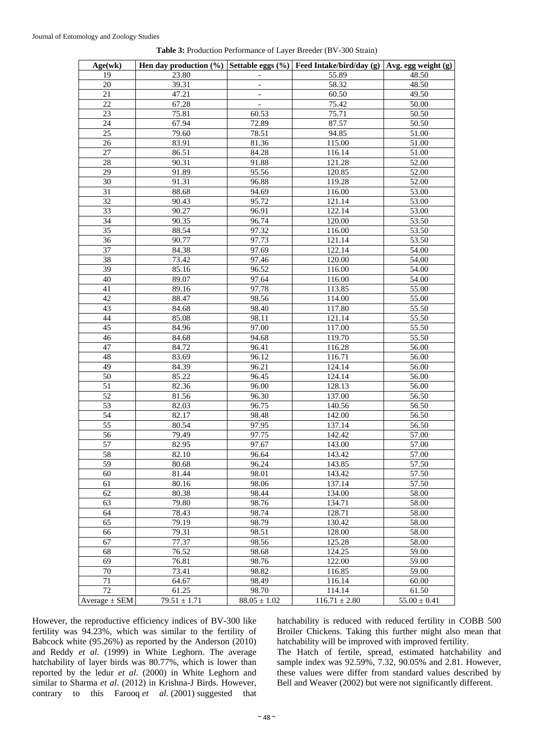**Table 3:** Production Performance of Layer Breeder (BV-300 Strain)

| Age(wk) | Hen day production (%) | Settable eggs (%) | Feed Intake/bird/day (g) | Avg. egg weight (g) |
|---|---|---|---|---|
| 19 | 23.80 | - | 55.89 | 48.50 |
| 20 | 39.31 | - | 58.32 | 48.50 |
| 21 | 47.21 | - | 60.50 | 49.50 |
| 22 | 67.28 | - | 75.42 | 50.00 |
| 23 | 75.81 | 60.53 | 75.71 | 50.50 |
| 24 | 67.94 | 72.89 | 87.57 | 50.50 |
| 25 | 79.60 | 78.51 | 94.85 | 51.00 |
| 26 | 83.91 | 81.36 | 115.00 | 51.00 |
| 27 | 86.51 | 84.28 | 116.14 | 51.00 |
| 28 | 90.31 | 91.88 | 121.28 | 52.00 |
| 29 | 91.89 | 95.56 | 120.85 | 52.00 |
| 30 | 91.31 | 96.88 | 119.28 | 52.00 |
| 31 | 88.68 | 94.69 | 116.00 | 53.00 |
| 32 | 90.43 | 95.72 | 121.14 | 53.00 |
| 33 | 90.27 | 96.91 | 122.14 | 53.00 |
| 34 | 90.35 | 96.74 | 120.00 | 53.50 |
| 35 | 88.54 | 97.32 | 116.00 | 53.50 |
| 36 | 90.77 | 97.73 | 121.14 | 53.50 |
| 37 | 84.38 | 97.69 | 122.14 | 54.00 |
| 38 | 73.42 | 97.46 | 120.00 | 54.00 |
| 39 | 85.16 | 96.52 | 116.00 | 54.00 |
| 40 | 89.07 | 97.64 | 116.00 | 54.00 |
| 41 | 89.16 | 97.78 | 113.85 | 55.00 |
| 42 | 88.47 | 98.56 | 114.00 | 55.00 |
| 43 | 84.68 | 98.40 | 117.80 | 55.50 |
| 44 | 85.08 | 98.11 | 121.14 | 55.50 |
| 45 | 84.96 | 97.00 | 117.00 | 55.50 |
| 46 | 84.68 | 94.68 | 119.70 | 55.50 |
| 47 | 84.72 | 96.41 | 116.28 | 56.00 |
| 48 | 83.69 | 96.12 | 116.71 | 56.00 |
| 49 | 84.39 | 96.21 | 124.14 | 56.00 |
| 50 | 85.22 | 96.45 | 124.14 | 56.00 |
| 51 | 82.36 | 96.00 | 128.13 | 56.00 |
| 52 | 81.56 | 96.30 | 137.00 | 56.50 |
| 53 | 82.03 | 96.75 | 140.56 | 56.50 |
| 54 | 82.17 | 98.48 | 142.00 | 56.50 |
| 55 | 80.54 | 97.95 | 137.14 | 56.50 |
| 56 | 79.49 | 97.75 | 142.42 | 57.00 |
| 57 | 82.95 | 97.67 | 143.00 | 57.00 |
| 58 | 82.10 | 96.64 | 143.42 | 57.00 |
| 59 | 80.68 | 96.24 | 143.85 | 57.50 |
| 60 | 81.44 | 98.01 | 143.42 | 57.50 |
| 61 | 80.16 | 98.06 | 137.14 | 57.50 |
| 62 | 80.38 | 98.44 | 134.00 | 58.00 |
| 63 | 79.80 | 98.76 | 134.71 | 58.00 |
| 64 | 78.43 | 98.74 | 128.71 | 58.00 |
| 65 | 79.19 | 98.79 | 130.42 | 58.00 |
| 66 | 79.31 | 98.51 | 128.00 | 58.00 |
| 67 | 77.37 | 98.56 | 125.28 | 58.00 |
| 68 | 76.52 | 98.68 | 124.25 | 59.00 |
| 69 | 76.81 | 98.76 | 122.00 | 59.00 |
| 70 | 73.41 | 98.82 | 116.85 | 59.00 |
| 71 | 64.67 | 98.49 | 116.14 | 60.00 |
| 72 | 61.25 | 98.70 | 114.14 | 61.50 |
| Average ± SEM | 79.51 ± 1.71 | 88.05 ± 1.02 | 116.71 ± 2.80 | 55.00 ± 0.41 |

However, the reproductive efficiency indices of BV-300 like fertility was 94.23%, which was similar to the fertility of Babcock white (95.26%) as reported by the Anderson (2010) and Reddy *et al.* (1999) in White Leghorn. The average hatchability of layer birds was 80.77%, which is lower than reported by the ledur *et al*. (2000) in White Leghorn and similar to Sharma *et al*. (2012) in Krishna-J Birds. However, contrary to this Farooq *et al.* (2001) suggested that hatchability is reduced with reduced fertility in COBB 500 Broiler Chickens. Taking this further might also mean that hatchability will be improved with improved fertility.

The Hatch of fertile, spread, estimated hatchability and sample index was 92.59%, 7.32, 90.05% and 2.81. However, these values were differ from standard values described by Bell and Weaver (2002) but were not significantly different.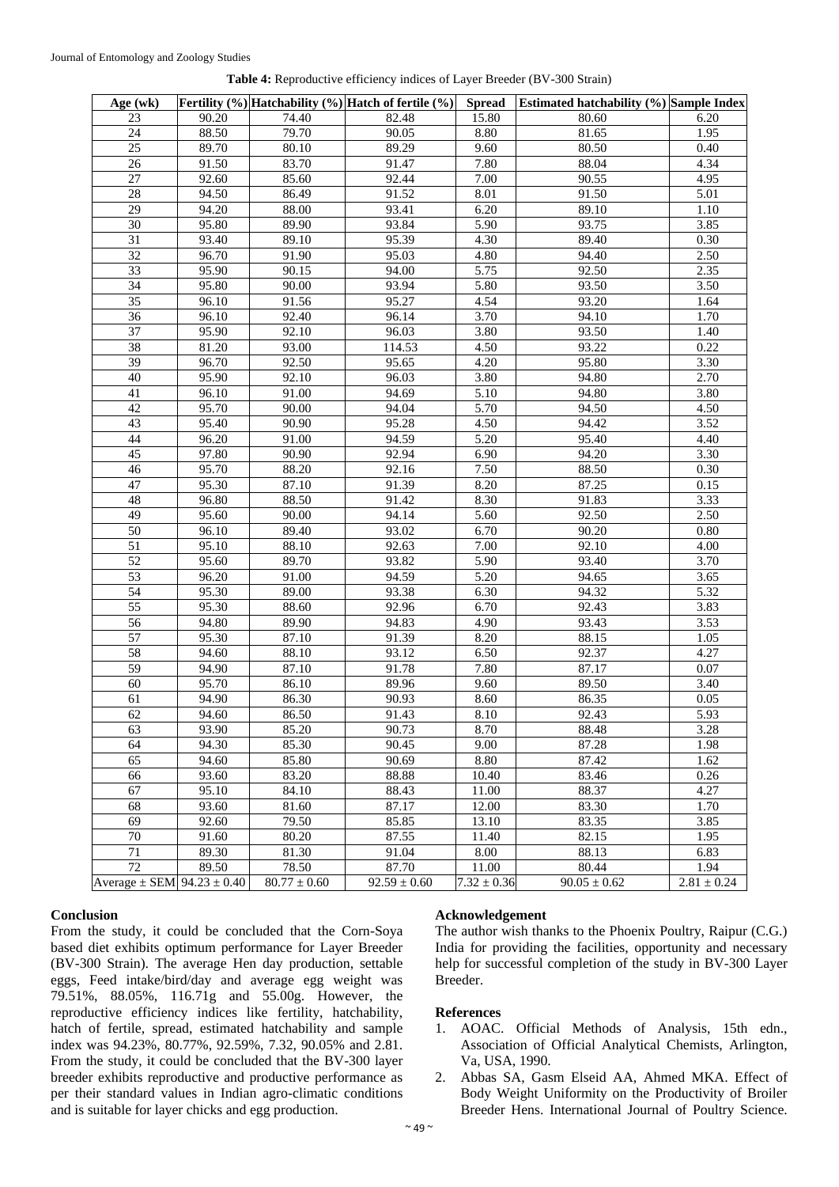**Table 4:** Reproductive efficiency indices of Layer Breeder (BV-300 Strain)

| Age (wk) | Fertility (%) | Hatchability (%) | Hatch of fertile (%) | Spread | Estimated hatchability (%) | Sample Index |
|---|---|---|---|---|---|---|
| 23 | 90.20 | 74.40 | 82.48 | 15.80 | 80.60 | 6.20 |
| 24 | 88.50 | 79.70 | 90.05 | 8.80 | 81.65 | 1.95 |
| 25 | 89.70 | 80.10 | 89.29 | 9.60 | 80.50 | 0.40 |
| 26 | 91.50 | 83.70 | 91.47 | 7.80 | 88.04 | 4.34 |
| 27 | 92.60 | 85.60 | 92.44 | 7.00 | 90.55 | 4.95 |
| 28 | 94.50 | 86.49 | 91.52 | 8.01 | 91.50 | 5.01 |
| 29 | 94.20 | 88.00 | 93.41 | 6.20 | 89.10 | 1.10 |
| 30 | 95.80 | 89.90 | 93.84 | 5.90 | 93.75 | 3.85 |
| 31 | 93.40 | 89.10 | 95.39 | 4.30 | 89.40 | 0.30 |
| 32 | 96.70 | 91.90 | 95.03 | 4.80 | 94.40 | 2.50 |
| 33 | 95.90 | 90.15 | 94.00 | 5.75 | 92.50 | 2.35 |
| 34 | 95.80 | 90.00 | 93.94 | 5.80 | 93.50 | 3.50 |
| 35 | 96.10 | 91.56 | 95.27 | 4.54 | 93.20 | 1.64 |
| 36 | 96.10 | 92.40 | 96.14 | 3.70 | 94.10 | 1.70 |
| 37 | 95.90 | 92.10 | 96.03 | 3.80 | 93.50 | 1.40 |
| 38 | 81.20 | 93.00 | 114.53 | 4.50 | 93.22 | 0.22 |
| 39 | 96.70 | 92.50 | 95.65 | 4.20 | 95.80 | 3.30 |
| 40 | 95.90 | 92.10 | 96.03 | 3.80 | 94.80 | 2.70 |
| 41 | 96.10 | 91.00 | 94.69 | 5.10 | 94.80 | 3.80 |
| 42 | 95.70 | 90.00 | 94.04 | 5.70 | 94.50 | 4.50 |
| 43 | 95.40 | 90.90 | 95.28 | 4.50 | 94.42 | 3.52 |
| 44 | 96.20 | 91.00 | 94.59 | 5.20 | 95.40 | 4.40 |
| 45 | 97.80 | 90.90 | 92.94 | 6.90 | 94.20 | 3.30 |
| 46 | 95.70 | 88.20 | 92.16 | 7.50 | 88.50 | 0.30 |
| 47 | 95.30 | 87.10 | 91.39 | 8.20 | 87.25 | 0.15 |
| 48 | 96.80 | 88.50 | 91.42 | 8.30 | 91.83 | 3.33 |
| 49 | 95.60 | 90.00 | 94.14 | 5.60 | 92.50 | 2.50 |
| 50 | 96.10 | 89.40 | 93.02 | 6.70 | 90.20 | 0.80 |
| 51 | 95.10 | 88.10 | 92.63 | 7.00 | 92.10 | 4.00 |
| 52 | 95.60 | 89.70 | 93.82 | 5.90 | 93.40 | 3.70 |
| 53 | 96.20 | 91.00 | 94.59 | 5.20 | 94.65 | 3.65 |
| 54 | 95.30 | 89.00 | 93.38 | 6.30 | 94.32 | 5.32 |
| 55 | 95.30 | 88.60 | 92.96 | 6.70 | 92.43 | 3.83 |
| 56 | 94.80 | 89.90 | 94.83 | 4.90 | 93.43 | 3.53 |
| 57 | 95.30 | 87.10 | 91.39 | 8.20 | 88.15 | 1.05 |
| 58 | 94.60 | 88.10 | 93.12 | 6.50 | 92.37 | 4.27 |
| 59 | 94.90 | 87.10 | 91.78 | 7.80 | 87.17 | 0.07 |
| 60 | 95.70 | 86.10 | 89.96 | 9.60 | 89.50 | 3.40 |
| 61 | 94.90 | 86.30 | 90.93 | 8.60 | 86.35 | 0.05 |
| 62 | 94.60 | 86.50 | 91.43 | 8.10 | 92.43 | 5.93 |
| 63 | 93.90 | 85.20 | 90.73 | 8.70 | 88.48 | 3.28 |
| 64 | 94.30 | 85.30 | 90.45 | 9.00 | 87.28 | 1.98 |
| 65 | 94.60 | 85.80 | 90.69 | 8.80 | 87.42 | 1.62 |
| 66 | 93.60 | 83.20 | 88.88 | 10.40 | 83.46 | 0.26 |
| 67 | 95.10 | 84.10 | 88.43 | 11.00 | 88.37 | 4.27 |
| 68 | 93.60 | 81.60 | 87.17 | 12.00 | 83.30 | 1.70 |
| 69 | 92.60 | 79.50 | 85.85 | 13.10 | 83.35 | 3.85 |
| 70 | 91.60 | 80.20 | 87.55 | 11.40 | 82.15 | 1.95 |
| 71 | 89.30 | 81.30 | 91.04 | 8.00 | 88.13 | 6.83 |
| 72 | 89.50 | 78.50 | 87.70 | 11.00 | 80.44 | 1.94 |
| Average ± SEM | 94.23 ± 0.40 | 80.77 ± 0.60 | 92.59 ± 0.60 | 7.32 ± 0.36 | 90.05 ± 0.62 | 2.81 ± 0.24 |

## Conclusion

From the study, it could be concluded that the Corn-Soya based diet exhibits optimum performance for Layer Breeder (BV-300 Strain). The average Hen day production, settable eggs, Feed intake/bird/day and average egg weight was 79.51%, 88.05%, 116.71g and 55.00g. However, the reproductive efficiency indices like fertility, hatchability, hatch of fertile, spread, estimated hatchability and sample index was 94.23%, 80.77%, 92.59%, 7.32, 90.05% and 2.81. From the study, it could be concluded that the BV-300 layer breeder exhibits reproductive and productive performance as per their standard values in Indian agro-climatic conditions and is suitable for layer chicks and egg production.

## Acknowledgement

The author wish thanks to the Phoenix Poultry, Raipur (C.G.) India for providing the facilities, opportunity and necessary help for successful completion of the study in BV-300 Layer Breeder.

## References

1. AOAC. Official Methods of Analysis, 15th edn., Association of Official Analytical Chemists, Arlington, Va, USA, 1990.
2. Abbas SA, Gasm Elseid AA, Ahmed MKA. Effect of Body Weight Uniformity on the Productivity of Broiler Breeder Hens. International Journal of Poultry Science.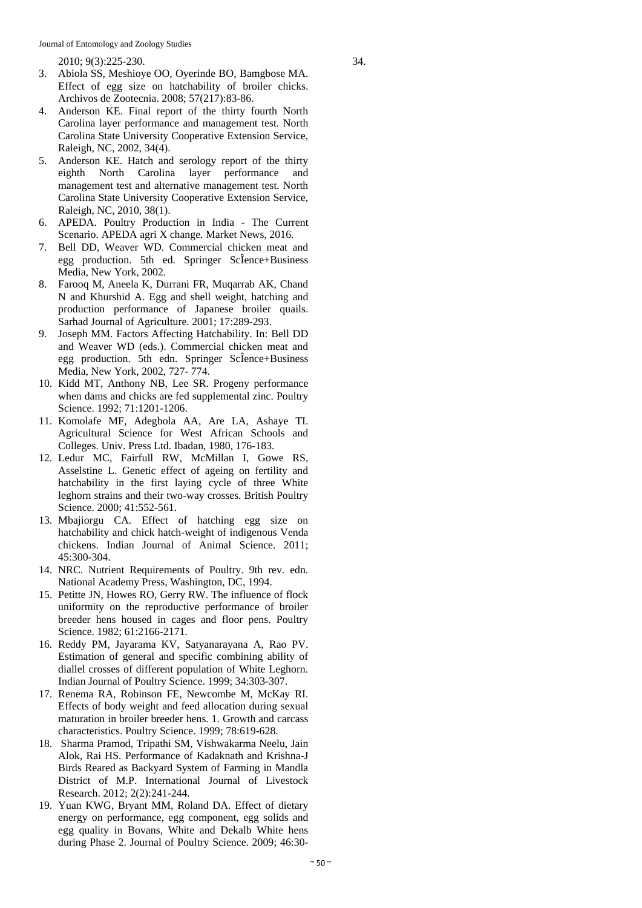2010; 9(3):225-230.

3. Abiola SS, Meshioye OO, Oyerinde BO, Bamgbose MA. Effect of egg size on hatchability of broiler chicks. Archivos de Zootecnia. 2008; 57(217):83-86.
4. Anderson KE. Final report of the thirty fourth North Carolina layer performance and management test. North Carolina State University Cooperative Extension Service, Raleigh, NC, 2002, 34(4).
5. Anderson KE. Hatch and serology report of the thirty eighth North Carolina layer performance and management test and alternative management test. North Carolina State University Cooperative Extension Service, Raleigh, NC, 2010, 38(1).
6. APEDA. Poultry Production in India - The Current Scenario. APEDA agri X change. Market News, 2016.
7. Bell DD, Weaver WD. Commercial chicken meat and egg production. 5th ed. Springer ScÎence+Business Media, New York, 2002.
8. Farooq M, Aneela K, Durrani FR, Muqarrab AK, Chand N and Khurshid A. Egg and shell weight, hatching and production performance of Japanese broiler quails. Sarhad Journal of Agriculture. 2001; 17:289-293.
9. Joseph MM. Factors Affecting Hatchability. In: Bell DD and Weaver WD (eds.). Commercial chicken meat and egg production. 5th edn. Springer ScÎence+Business Media, New York, 2002, 727- 774.
10. Kidd MT, Anthony NB, Lee SR. Progeny performance when dams and chicks are fed supplemental zinc. Poultry Science. 1992; 71:1201-1206.
11. Komolafe MF, Adegbola AA, Are LA, Ashaye TI. Agricultural Science for West African Schools and Colleges. Univ. Press Ltd. Ibadan, 1980, 176-183.
12. Ledur MC, Fairfull RW, McMillan I, Gowe RS, Asselstine L. Genetic effect of ageing on fertility and hatchability in the first laying cycle of three White leghorn strains and their two-way crosses. British Poultry Science. 2000; 41:552-561.
13. Mbajiorgu CA. Effect of hatching egg size on hatchability and chick hatch-weight of indigenous Venda chickens. Indian Journal of Animal Science. 2011; 45:300-304.
14. NRC. Nutrient Requirements of Poultry. 9th rev. edn. National Academy Press, Washington, DC, 1994.
15. Petitte JN, Howes RO, Gerry RW. The influence of flock uniformity on the reproductive performance of broiler breeder hens housed in cages and floor pens. Poultry Science. 1982; 61:2166-2171.
16. Reddy PM, Jayarama KV, Satyanarayana A, Rao PV. Estimation of general and specific combining ability of diallel crosses of different population of White Leghorn. Indian Journal of Poultry Science. 1999; 34:303-307.
17. Renema RA, Robinson FE, Newcombe M, McKay RI. Effects of body weight and feed allocation during sexual maturation in broiler breeder hens. 1. Growth and carcass characteristics. Poultry Science. 1999; 78:619-628.
18. Sharma Pramod, Tripathi SM, Vishwakarma Neelu, Jain Alok, Rai HS. Performance of Kadaknath and Krishna-J Birds Reared as Backyard System of Farming in Mandla District of M.P. International Journal of Livestock Research. 2012; 2(2):241-244.
19. Yuan KWG, Bryant MM, Roland DA. Effect of dietary energy on performance, egg component, egg solids and egg quality in Bovans, White and Dekalb White hens during Phase 2. Journal of Poultry Science. 2009; 46:30-34.